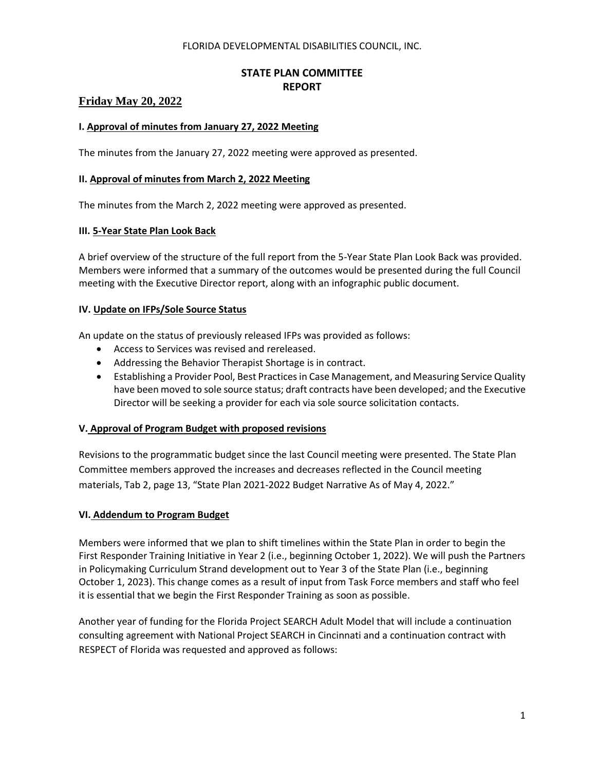FLORIDA DEVELOPMENTAL DISABILITIES COUNCIL, INC.

# STATE PLAN COMMITTEE REPORT

## Friday May 20, 2022

### I. Approval of minutes from January 27, 2022 Meeting

The minutes from the January 27, 2022 meeting were approved as presented.

### II. Approval of minutes from March 2, 2022 Meeting

The minutes from the March 2, 2022 meeting were approved as presented.

### III. 5-Year State Plan Look Back

A brief overview of the structure of the full report from the 5-Year State Plan Look Back was provided. Members were informed that a summary of the outcomes would be presented during the full Council meeting with the Executive Director report, along with an infographic public document.

### IV. Update on IFPs/Sole Source Status

An update on the status of previously released IFPs was provided as follows:

- Access to Services was revised and rereleased.
- Addressing the Behavior Therapist Shortage is in contract.
- Establishing a Provider Pool, Best Practices in Case Management, and Measuring Service Quality have been moved to sole source status; draft contracts have been developed; and the Executive Director will be seeking a provider for each via sole source solicitation contacts.

### V. Approval of Program Budget with proposed revisions

Revisions to the programmatic budget since the last Council meeting were presented. The State Plan Committee members approved the increases and decreases reflected in the Council meeting materials, Tab 2, page 13, "State Plan 2021-2022 Budget Narrative As of May 4, 2022."

### VI. Addendum to Program Budget

Members were informed that we plan to shift timelines within the State Plan in order to begin the First Responder Training Initiative in Year 2 (i.e., beginning October 1, 2022). We will push the Partners in Policymaking Curriculum Strand development out to Year 3 of the State Plan (i.e., beginning October 1, 2023). This change comes as a result of input from Task Force members and staff who feel it is essential that we begin the First Responder Training as soon as possible.

Another year of funding for the Florida Project SEARCH Adult Model that will include a continuation consulting agreement with National Project SEARCH in Cincinnati and a continuation contract with RESPECT of Florida was requested and approved as follows: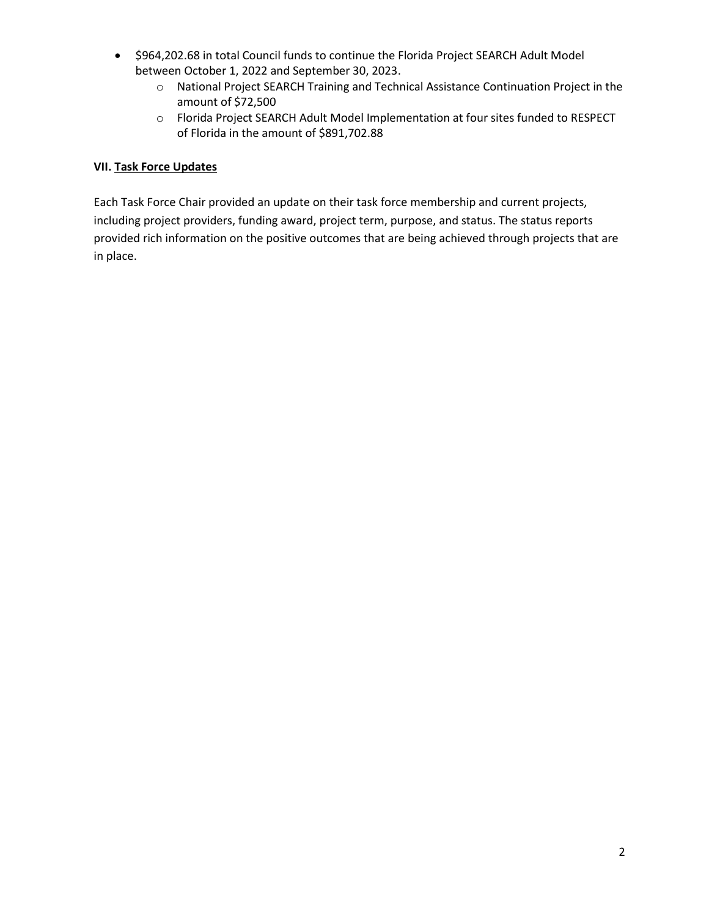- $964,202.68 in total Council funds to continue the Florida Project SEARCH Adult Model between October 1, 2022 and September 30, 2023.
  - National Project SEARCH Training and Technical Assistance Continuation Project in the amount of $72,500
  - Florida Project SEARCH Adult Model Implementation at four sites funded to RESPECT of Florida in the amount of $891,702.88

### VII. Task Force Updates

Each Task Force Chair provided an update on their task force membership and current projects, including project providers, funding award, project term, purpose, and status. The status reports provided rich information on the positive outcomes that are being achieved through projects that are in place.